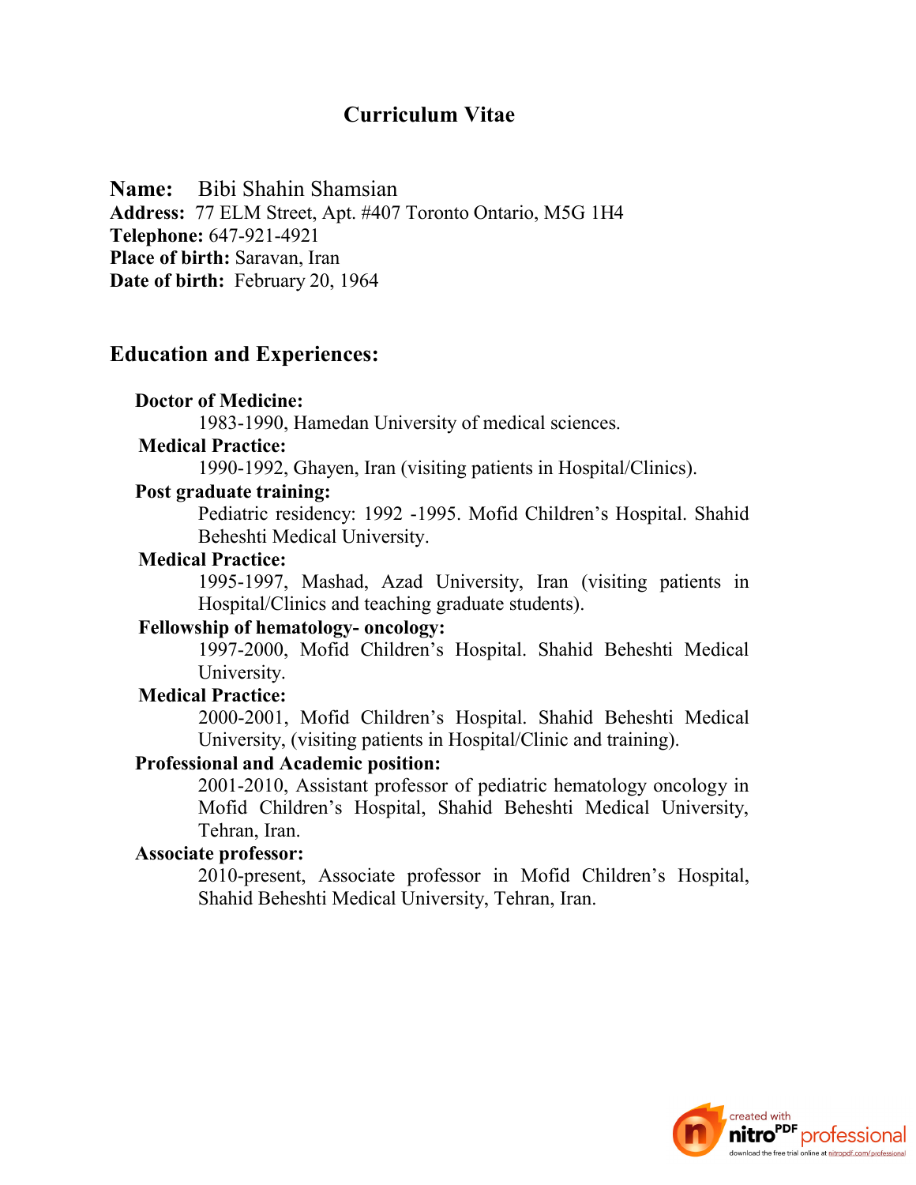# Curriculum Vitae

**Name:** Bibi Shahin Shamsian
**Address:** 77 ELM Street, Apt. #407 Toronto Ontario, M5G 1H4
**Telephone:** 647-921-4921
**Place of birth:** Saravan, Iran
**Date of birth:** February 20, 1964

## Education and Experiences:

**Doctor of Medicine:**
1983-1990, Hamedan University of medical sciences.

**Medical Practice:**
1990-1992, Ghayen, Iran (visiting patients in Hospital/Clinics).

**Post graduate training:**
Pediatric residency: 1992 -1995. Mofid Children's Hospital. Shahid Beheshti Medical University.

**Medical Practice:**
1995-1997, Mashad, Azad University, Iran (visiting patients in Hospital/Clinics and teaching graduate students).

**Fellowship of hematology- oncology:**
1997-2000, Mofid Children's Hospital. Shahid Beheshti Medical University.

**Medical Practice:**
2000-2001, Mofid Children's Hospital. Shahid Beheshti Medical University, (visiting patients in Hospital/Clinic and training).

**Professional and Academic position:**
2001-2010, Assistant professor of pediatric hematology oncology in Mofid Children's Hospital, Shahid Beheshti Medical University, Tehran, Iran.

**Associate professor:**
2010-present, Associate professor in Mofid Children's Hospital, Shahid Beheshti Medical University, Tehran, Iran.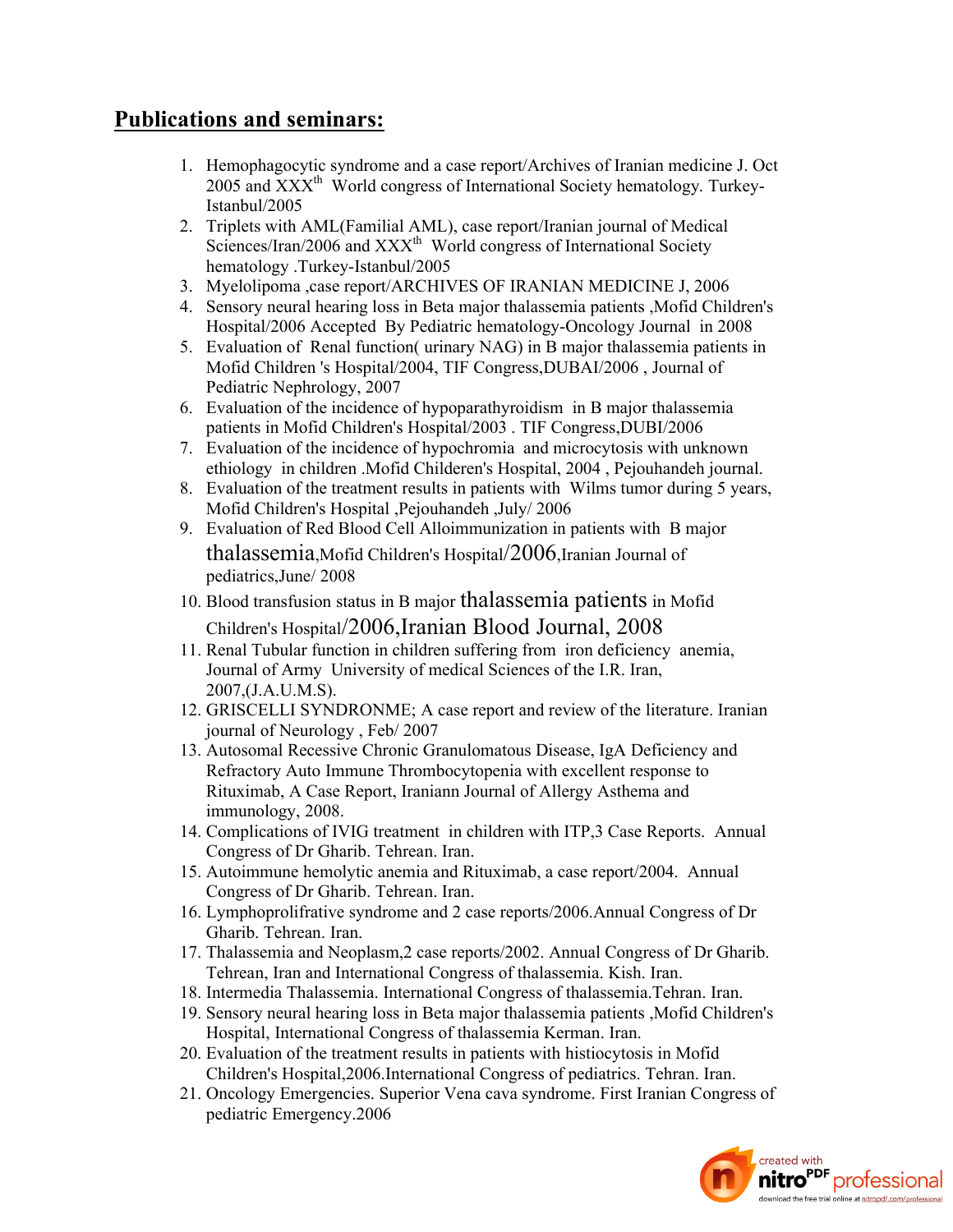## Publications and seminars:

1. Hemophagocytic syndrome and a case report/Archives of Iranian medicine J. Oct 2005 and XXX$^{th}$ World congress of International Society hematology. Turkey-Istanbul/2005
2. Triplets with AML(Familial AML), case report/Iranian journal of Medical Sciences/Iran/2006 and XXX$^{th}$ World congress of International Society hematology .Turkey-Istanbul/2005
3. Myelolipoma ,case report/ARCHIVES OF IRANIAN MEDICINE J, 2006
4. Sensory neural hearing loss in Beta major thalassemia patients ,Mofid Children's Hospital/2006 Accepted By Pediatric hematology-Oncology Journal in 2008
5. Evaluation of Renal function( urinary NAG) in B major thalassemia patients in Mofid Children 's Hospital/2004, TIF Congress,DUBAI/2006 , Journal of Pediatric Nephrology, 2007
6. Evaluation of the incidence of hypoparathyroidism in B major thalassemia patients in Mofid Children's Hospital/2003 . TIF Congress,DUBI/2006
7. Evaluation of the incidence of hypochromia and microcytosis with unknown ethiology in children .Mofid Childeren's Hospital, 2004 , Pejouhandeh journal.
8. Evaluation of the treatment results in patients with Wilms tumor during 5 years, Mofid Children's Hospital ,Pejouhandeh ,July/ 2006
9. Evaluation of Red Blood Cell Alloimmunization in patients with B major thalassemia,Mofid Children's Hospital/2006,Iranian Journal of pediatrics,June/ 2008
10. Blood transfusion status in B major thalassemia patients in Mofid Children's Hospital/2006,Iranian Blood Journal, 2008
11. Renal Tubular function in children suffering from iron deficiency anemia, Journal of Army University of medical Sciences of the I.R. Iran, 2007,(J.A.U.M.S).
12. GRISCELLI SYNDRONME; A case report and review of the literature. Iranian journal of Neurology , Feb/ 2007
13. Autosomal Recessive Chronic Granulomatous Disease, IgA Deficiency and Refractory Auto Immune Thrombocytopenia with excellent response to Rituximab, A Case Report, Iraniann Journal of Allergy Asthema and immunology, 2008.
14. Complications of IVIG treatment in children with ITP,3 Case Reports. Annual Congress of Dr Gharib. Tehrean. Iran.
15. Autoimmune hemolytic anemia and Rituximab, a case report/2004. Annual Congress of Dr Gharib. Tehrean. Iran.
16. Lymphoprolifrative syndrome and 2 case reports/2006.Annual Congress of Dr Gharib. Tehrean. Iran.
17. Thalassemia and Neoplasm,2 case reports/2002. Annual Congress of Dr Gharib. Tehrean, Iran and International Congress of thalassemia. Kish. Iran.
18. Intermedia Thalassemia. International Congress of thalassemia.Tehran. Iran.
19. Sensory neural hearing loss in Beta major thalassemia patients ,Mofid Children's Hospital, International Congress of thalassemia Kerman. Iran.
20. Evaluation of the treatment results in patients with histiocytosis in Mofid Children's Hospital,2006.International Congress of pediatrics. Tehran. Iran.
21. Oncology Emergencies. Superior Vena cava syndrome. First Iranian Congress of pediatric Emergency.2006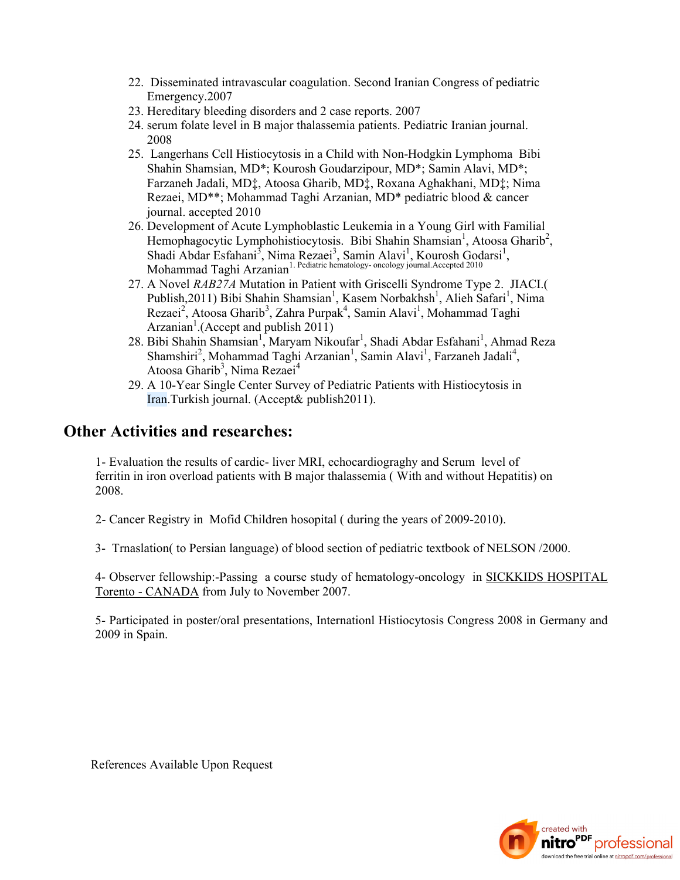22. Disseminated intravascular coagulation. Second Iranian Congress of pediatric Emergency.2007
23. Hereditary bleeding disorders and 2 case reports. 2007
24. serum folate level in B major thalassemia patients. Pediatric Iranian journal. 2008
25. Langerhans Cell Histiocytosis in a Child with Non-Hodgkin Lymphoma Bibi Shahin Shamsian, MD*; Kourosh Goudarzipour, MD*; Samin Alavi, MD*; Farzaneh Jadali, MD‡, Atoosa Gharib, MD‡, Roxana Aghakhani, MD‡; Nima Rezaei, MD**; Mohammad Taghi Arzanian, MD* pediatric blood & cancer journal. accepted 2010
26. Development of Acute Lymphoblastic Leukemia in a Young Girl with Familial Hemophagocytic Lymphohistiocytosis. Bibi Shahin Shamsian[1], Atoosa Gharib[2], Shadi Abdar Esfahani[3], Nima Rezaei[3], Samin Alavi[1], Kourosh Godarsi[1], Mohammad Taghi Arzanian[1. Pediatric hematology- oncology journal.Accepted 2010]
27. A Novel *RAB27A* Mutation in Patient with Griscelli Syndrome Type 2. JIACI.( Publish,2011) Bibi Shahin Shamsian[1], Kasem Norbakhsh[1], Alieh Safari[1], Nima Rezaei[2], Atoosa Gharib[3], Zahra Purpak[4], Samin Alavi[1], Mohammad Taghi Arzanian[1].(Accept and publish 2011)
28. Bibi Shahin Shamsian[1], Maryam Nikoufar[1], Shadi Abdar Esfahani[1], Ahmad Reza Shamshiri[2], Mohammad Taghi Arzanian[1], Samin Alavi[1], Farzaneh Jadali[4], Atoosa Gharib[3], Nima Rezaei[4]
29. A 10-Year Single Center Survey of Pediatric Patients with Histiocytosis in Iran.Turkish journal. (Accept& publish2011).

## Other Activities and researches:

1- Evaluation the results of cardic- liver MRI, echocardiograghy and Serum level of ferritin in iron overload patients with B major thalassemia ( With and without Hepatitis) on 2008.

2- Cancer Registry in Mofid Children hosopital ( during the years of 2009-2010).

3- Trnaslation( to Persian language) of blood section of pediatric textbook of NELSON /2000.

4- Observer fellowship:-Passing a course study of hematology-oncology in SICKKIDS HOSPITAL Torento - CANADA from July to November 2007.

5- Participated in poster/oral presentations, Internationl Histiocytosis Congress 2008 in Germany and 2009 in Spain.

References Available Upon Request